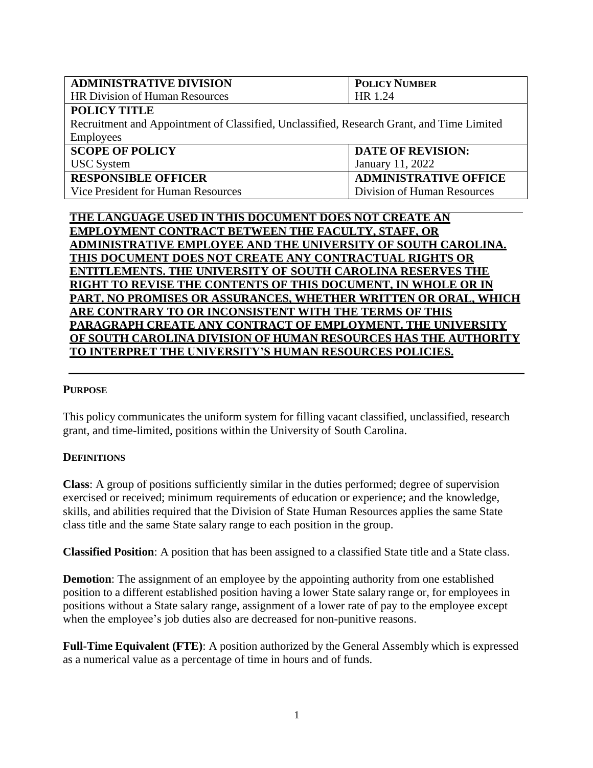| **ADMINISTRATIVE DIVISION** | **POLICY NUMBER** |
| --- | --- |
| HR Division of Human Resources | HR 1.24 |
| **POLICY TITLE** | |
| Recruitment and Appointment of Classified, Unclassified, Research Grant, and Time Limited Employees | |
| **SCOPE OF POLICY** | **DATE OF REVISION:** |
| USC System | January 11, 2022 |
| **RESPONSIBLE OFFICER** | **ADMINISTRATIVE OFFICE** |
| Vice President for Human Resources | Division of Human Resources |

**THE LANGUAGE USED IN THIS DOCUMENT DOES NOT CREATE AN EMPLOYMENT CONTRACT BETWEEN THE FACULTY, STAFF, OR ADMINISTRATIVE EMPLOYEE AND THE UNIVERSITY OF SOUTH CAROLINA. THIS DOCUMENT DOES NOT CREATE ANY CONTRACTUAL RIGHTS OR ENTITLEMENTS. THE UNIVERSITY OF SOUTH CAROLINA RESERVES THE RIGHT TO REVISE THE CONTENTS OF THIS DOCUMENT, IN WHOLE OR IN PART. NO PROMISES OR ASSURANCES, WHETHER WRITTEN OR ORAL, WHICH ARE CONTRARY TO OR INCONSISTENT WITH THE TERMS OF THIS PARAGRAPH CREATE ANY CONTRACT OF EMPLOYMENT. THE UNIVERSITY OF SOUTH CAROLINA DIVISION OF HUMAN RESOURCES HAS THE AUTHORITY TO INTERPRET THE UNIVERSITY'S HUMAN RESOURCES POLICIES.**

## PURPOSE

This policy communicates the uniform system for filling vacant classified, unclassified, research grant, and time-limited, positions within the University of South Carolina.

## DEFINITIONS

**Class**: A group of positions sufficiently similar in the duties performed; degree of supervision exercised or received; minimum requirements of education or experience; and the knowledge, skills, and abilities required that the Division of State Human Resources applies the same State class title and the same State salary range to each position in the group.

**Classified Position**: A position that has been assigned to a classified State title and a State class.

**Demotion**: The assignment of an employee by the appointing authority from one established position to a different established position having a lower State salary range or, for employees in positions without a State salary range, assignment of a lower rate of pay to the employee except when the employee's job duties also are decreased for non-punitive reasons.

**Full-Time Equivalent (FTE)**: A position authorized by the General Assembly which is expressed as a numerical value as a percentage of time in hours and of funds.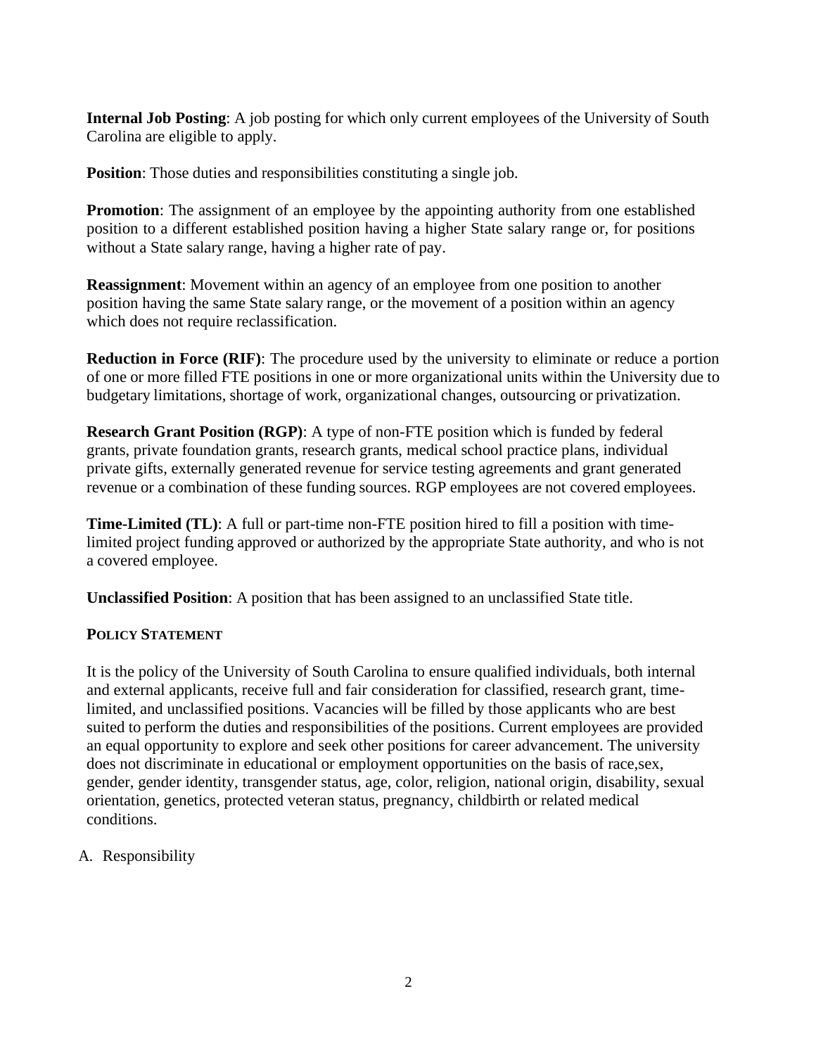**Internal Job Posting**: A job posting for which only current employees of the University of South Carolina are eligible to apply.

**Position**: Those duties and responsibilities constituting a single job.

**Promotion**: The assignment of an employee by the appointing authority from one established position to a different established position having a higher State salary range or, for positions without a State salary range, having a higher rate of pay.

**Reassignment**: Movement within an agency of an employee from one position to another position having the same State salary range, or the movement of a position within an agency which does not require reclassification.

**Reduction in Force (RIF)**: The procedure used by the university to eliminate or reduce a portion of one or more filled FTE positions in one or more organizational units within the University due to budgetary limitations, shortage of work, organizational changes, outsourcing or privatization.

**Research Grant Position (RGP)**: A type of non-FTE position which is funded by federal grants, private foundation grants, research grants, medical school practice plans, individual private gifts, externally generated revenue for service testing agreements and grant generated revenue or a combination of these funding sources. RGP employees are not covered employees.

**Time-Limited (TL)**: A full or part-time non-FTE position hired to fill a position with time-limited project funding approved or authorized by the appropriate State authority, and who is not a covered employee.

**Unclassified Position**: A position that has been assigned to an unclassified State title.

## POLICY STATEMENT

It is the policy of the University of South Carolina to ensure qualified individuals, both internal and external applicants, receive full and fair consideration for classified, research grant, time-limited, and unclassified positions. Vacancies will be filled by those applicants who are best suited to perform the duties and responsibilities of the positions. Current employees are provided an equal opportunity to explore and seek other positions for career advancement. The university does not discriminate in educational or employment opportunities on the basis of race,sex, gender, gender identity, transgender status, age, color, religion, national origin, disability, sexual orientation, genetics, protected veteran status, pregnancy, childbirth or related medical conditions.

A. Responsibility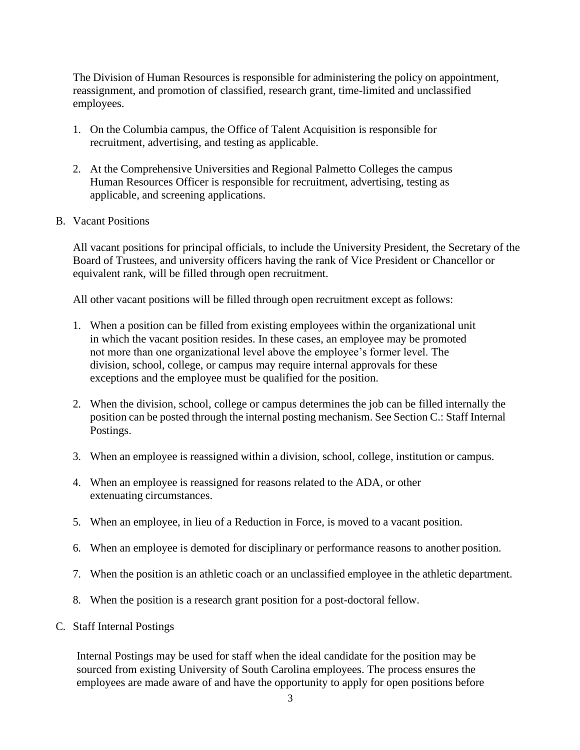The Division of Human Resources is responsible for administering the policy on appointment, reassignment, and promotion of classified, research grant, time-limited and unclassified employees.

1. On the Columbia campus, the Office of Talent Acquisition is responsible for recruitment, advertising, and testing as applicable.

2. At the Comprehensive Universities and Regional Palmetto Colleges the campus Human Resources Officer is responsible for recruitment, advertising, testing as applicable, and screening applications.

B. Vacant Positions

All vacant positions for principal officials, to include the University President, the Secretary of the Board of Trustees, and university officers having the rank of Vice President or Chancellor or equivalent rank, will be filled through open recruitment.

All other vacant positions will be filled through open recruitment except as follows:

1. When a position can be filled from existing employees within the organizational unit in which the vacant position resides. In these cases, an employee may be promoted not more than one organizational level above the employee's former level. The division, school, college, or campus may require internal approvals for these exceptions and the employee must be qualified for the position.

2. When the division, school, college or campus determines the job can be filled internally the position can be posted through the internal posting mechanism. See Section C.: Staff Internal Postings.

3. When an employee is reassigned within a division, school, college, institution or campus.

4. When an employee is reassigned for reasons related to the ADA, or other extenuating circumstances.

5. When an employee, in lieu of a Reduction in Force, is moved to a vacant position.

6. When an employee is demoted for disciplinary or performance reasons to another position.

7. When the position is an athletic coach or an unclassified employee in the athletic department.

8. When the position is a research grant position for a post-doctoral fellow.

C. Staff Internal Postings

Internal Postings may be used for staff when the ideal candidate for the position may be sourced from existing University of South Carolina employees. The process ensures the employees are made aware of and have the opportunity to apply for open positions before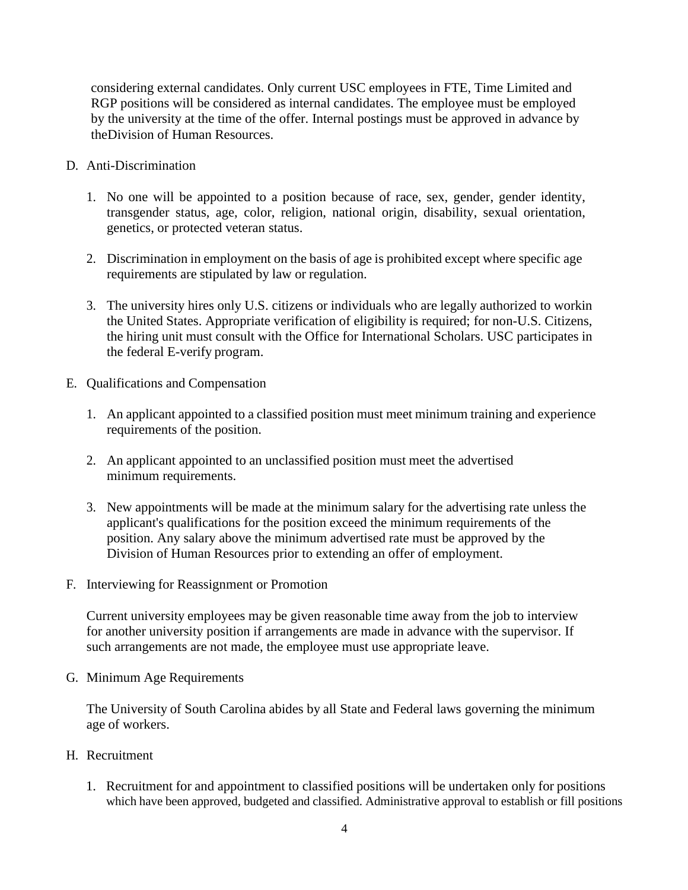considering external candidates. Only current USC employees in FTE, Time Limited and RGP positions will be considered as internal candidates. The employee must be employed by the university at the time of the offer. Internal postings must be approved in advance by theDivision of Human Resources.

D. Anti-Discrimination

1. No one will be appointed to a position because of race, sex, gender, gender identity, transgender status, age, color, religion, national origin, disability, sexual orientation, genetics, or protected veteran status.

2. Discrimination in employment on the basis of age is prohibited except where specific age requirements are stipulated by law or regulation.

3. The university hires only U.S. citizens or individuals who are legally authorized to workin the United States. Appropriate verification of eligibility is required; for non-U.S. Citizens, the hiring unit must consult with the Office for International Scholars. USC participates in the federal E-verify program.

E. Qualifications and Compensation

1. An applicant appointed to a classified position must meet minimum training and experience requirements of the position.

2. An applicant appointed to an unclassified position must meet the advertised minimum requirements.

3. New appointments will be made at the minimum salary for the advertising rate unless the applicant's qualifications for the position exceed the minimum requirements of the position. Any salary above the minimum advertised rate must be approved by the Division of Human Resources prior to extending an offer of employment.

F. Interviewing for Reassignment or Promotion

Current university employees may be given reasonable time away from the job to interview for another university position if arrangements are made in advance with the supervisor. If such arrangements are not made, the employee must use appropriate leave.

G. Minimum Age Requirements

The University of South Carolina abides by all State and Federal laws governing the minimum age of workers.

H. Recruitment

1. Recruitment for and appointment to classified positions will be undertaken only for positions which have been approved, budgeted and classified. Administrative approval to establish or fill positions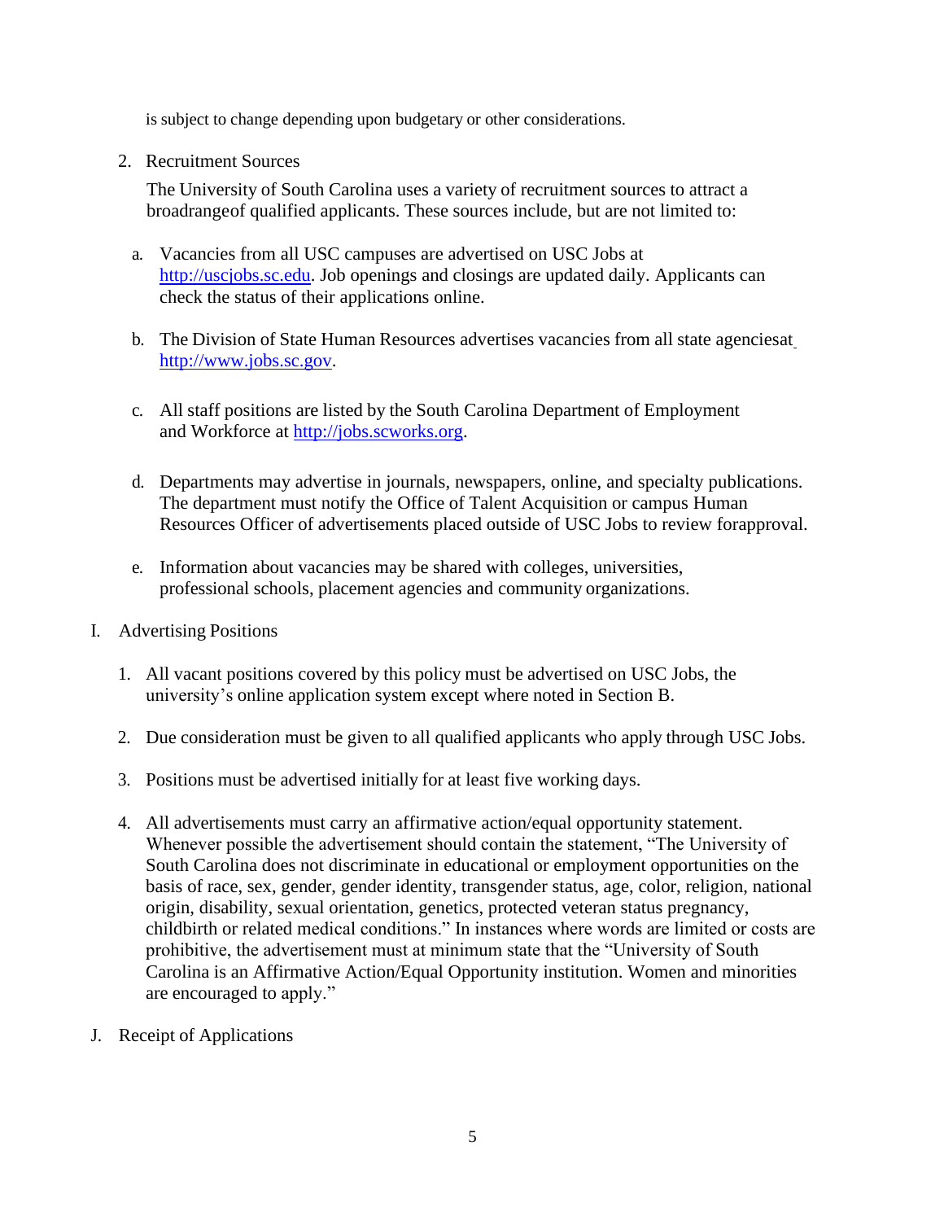is subject to change depending upon budgetary or other considerations.

2. Recruitment Sources

   The University of South Carolina uses a variety of recruitment sources to attract a broadrangeof qualified applicants. These sources include, but are not limited to:

   a. Vacancies from all USC campuses are advertised on USC Jobs at http://uscjobs.sc.edu. Job openings and closings are updated daily. Applicants can check the status of their applications online.

   b. The Division of State Human Resources advertises vacancies from all state agenciesat http://www.jobs.sc.gov.

   c. All staff positions are listed by the South Carolina Department of Employment and Workforce at http://jobs.scworks.org.

   d. Departments may advertise in journals, newspapers, online, and specialty publications. The department must notify the Office of Talent Acquisition or campus Human Resources Officer of advertisements placed outside of USC Jobs to review forapproval.

   e. Information about vacancies may be shared with colleges, universities, professional schools, placement agencies and community organizations.

I. Advertising Positions

1. All vacant positions covered by this policy must be advertised on USC Jobs, the university's online application system except where noted in Section B.

2. Due consideration must be given to all qualified applicants who apply through USC Jobs.

3. Positions must be advertised initially for at least five working days.

4. All advertisements must carry an affirmative action/equal opportunity statement. Whenever possible the advertisement should contain the statement, "The University of South Carolina does not discriminate in educational or employment opportunities on the basis of race, sex, gender, gender identity, transgender status, age, color, religion, national origin, disability, sexual orientation, genetics, protected veteran status pregnancy, childbirth or related medical conditions." In instances where words are limited or costs are prohibitive, the advertisement must at minimum state that the "University of South Carolina is an Affirmative Action/Equal Opportunity institution. Women and minorities are encouraged to apply."

J. Receipt of Applications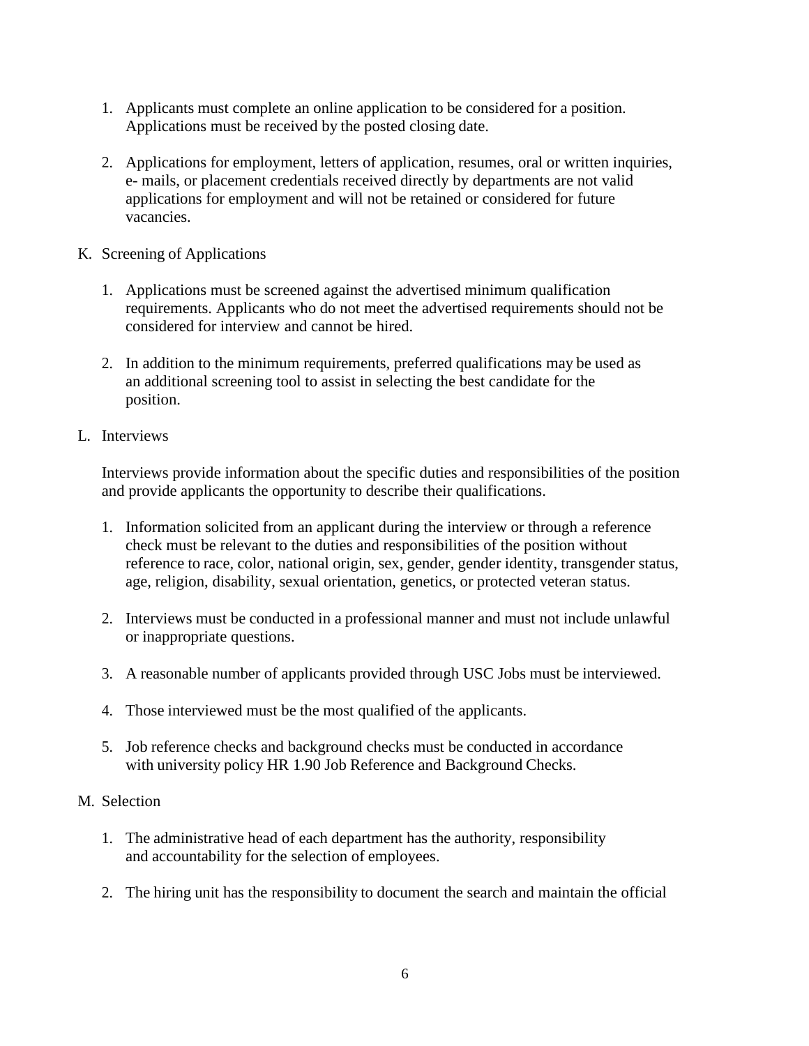1. Applicants must complete an online application to be considered for a position. Applications must be received by the posted closing date.

2. Applications for employment, letters of application, resumes, oral or written inquiries, e- mails, or placement credentials received directly by departments are not valid applications for employment and will not be retained or considered for future vacancies.

K. Screening of Applications

1. Applications must be screened against the advertised minimum qualification requirements. Applicants who do not meet the advertised requirements should not be considered for interview and cannot be hired.

2. In addition to the minimum requirements, preferred qualifications may be used as an additional screening tool to assist in selecting the best candidate for the position.

L. Interviews

Interviews provide information about the specific duties and responsibilities of the position and provide applicants the opportunity to describe their qualifications.

1. Information solicited from an applicant during the interview or through a reference check must be relevant to the duties and responsibilities of the position without reference to race, color, national origin, sex, gender, gender identity, transgender status, age, religion, disability, sexual orientation, genetics, or protected veteran status.

2. Interviews must be conducted in a professional manner and must not include unlawful or inappropriate questions.

3. A reasonable number of applicants provided through USC Jobs must be interviewed.

4. Those interviewed must be the most qualified of the applicants.

5. Job reference checks and background checks must be conducted in accordance with university policy HR 1.90 Job Reference and Background Checks.

M. Selection

1. The administrative head of each department has the authority, responsibility and accountability for the selection of employees.

2. The hiring unit has the responsibility to document the search and maintain the official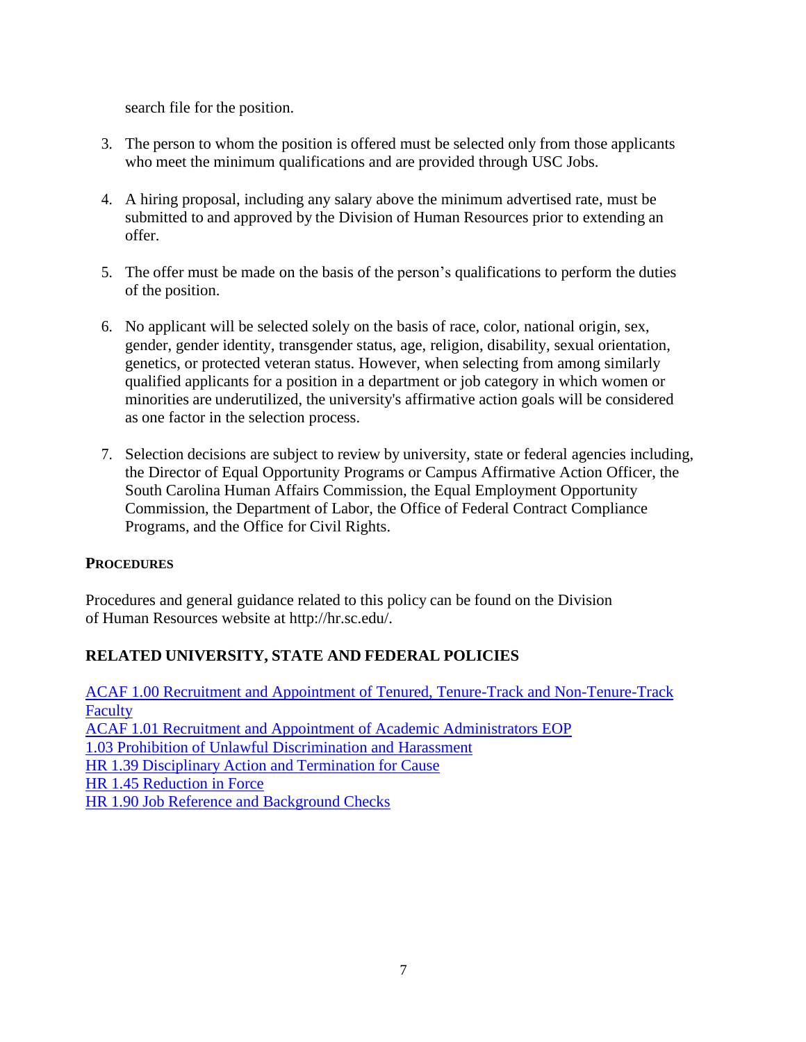search file for the position.

3. The person to whom the position is offered must be selected only from those applicants who meet the minimum qualifications and are provided through USC Jobs.

4. A hiring proposal, including any salary above the minimum advertised rate, must be submitted to and approved by the Division of Human Resources prior to extending an offer.

5. The offer must be made on the basis of the person's qualifications to perform the duties of the position.

6. No applicant will be selected solely on the basis of race, color, national origin, sex, gender, gender identity, transgender status, age, religion, disability, sexual orientation, genetics, or protected veteran status. However, when selecting from among similarly qualified applicants for a position in a department or job category in which women or minorities are underutilized, the university's affirmative action goals will be considered as one factor in the selection process.

7. Selection decisions are subject to review by university, state or federal agencies including, the Director of Equal Opportunity Programs or Campus Affirmative Action Officer, the South Carolina Human Affairs Commission, the Equal Employment Opportunity Commission, the Department of Labor, the Office of Federal Contract Compliance Programs, and the Office for Civil Rights.

## PROCEDURES

Procedures and general guidance related to this policy can be found on the Division of Human Resources website at http://hr.sc.edu/.

## RELATED UNIVERSITY, STATE AND FEDERAL POLICIES

ACAF 1.00 Recruitment and Appointment of Tenured, Tenure-Track and Non-Tenure-Track Faculty
ACAF 1.01 Recruitment and Appointment of Academic Administrators EOP
1.03 Prohibition of Unlawful Discrimination and Harassment
HR 1.39 Disciplinary Action and Termination for Cause
HR 1.45 Reduction in Force
HR 1.90 Job Reference and Background Checks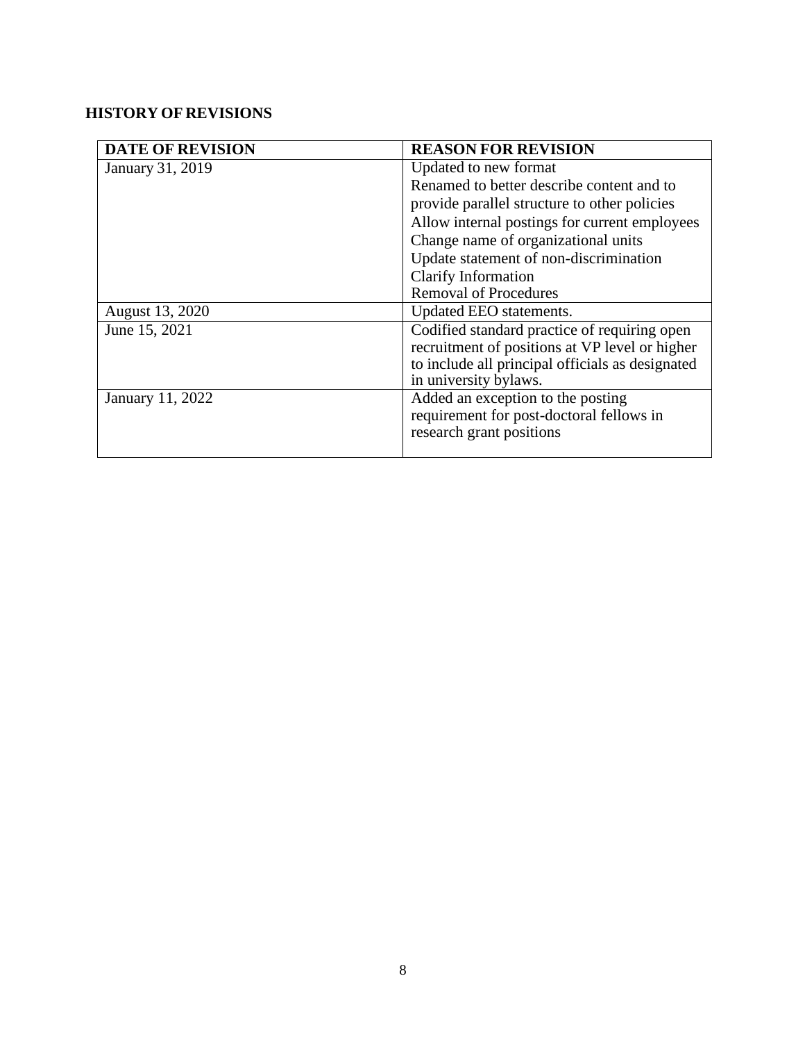## HISTORY OF REVISIONS

| DATE OF REVISION | REASON FOR REVISION |
|---|---|
| January 31, 2019 | Updated to new format<br>Renamed to better describe content and to provide parallel structure to other policies<br>Allow internal postings for current employees<br>Change name of organizational units<br>Update statement of non-discrimination<br>Clarify Information<br>Removal of Procedures |
| August 13, 2020 | Updated EEO statements. |
| June 15, 2021 | Codified standard practice of requiring open recruitment of positions at VP level or higher to include all principal officials as designated in university bylaws. |
| January 11, 2022 | Added an exception to the posting requirement for post-doctoral fellows in research grant positions |